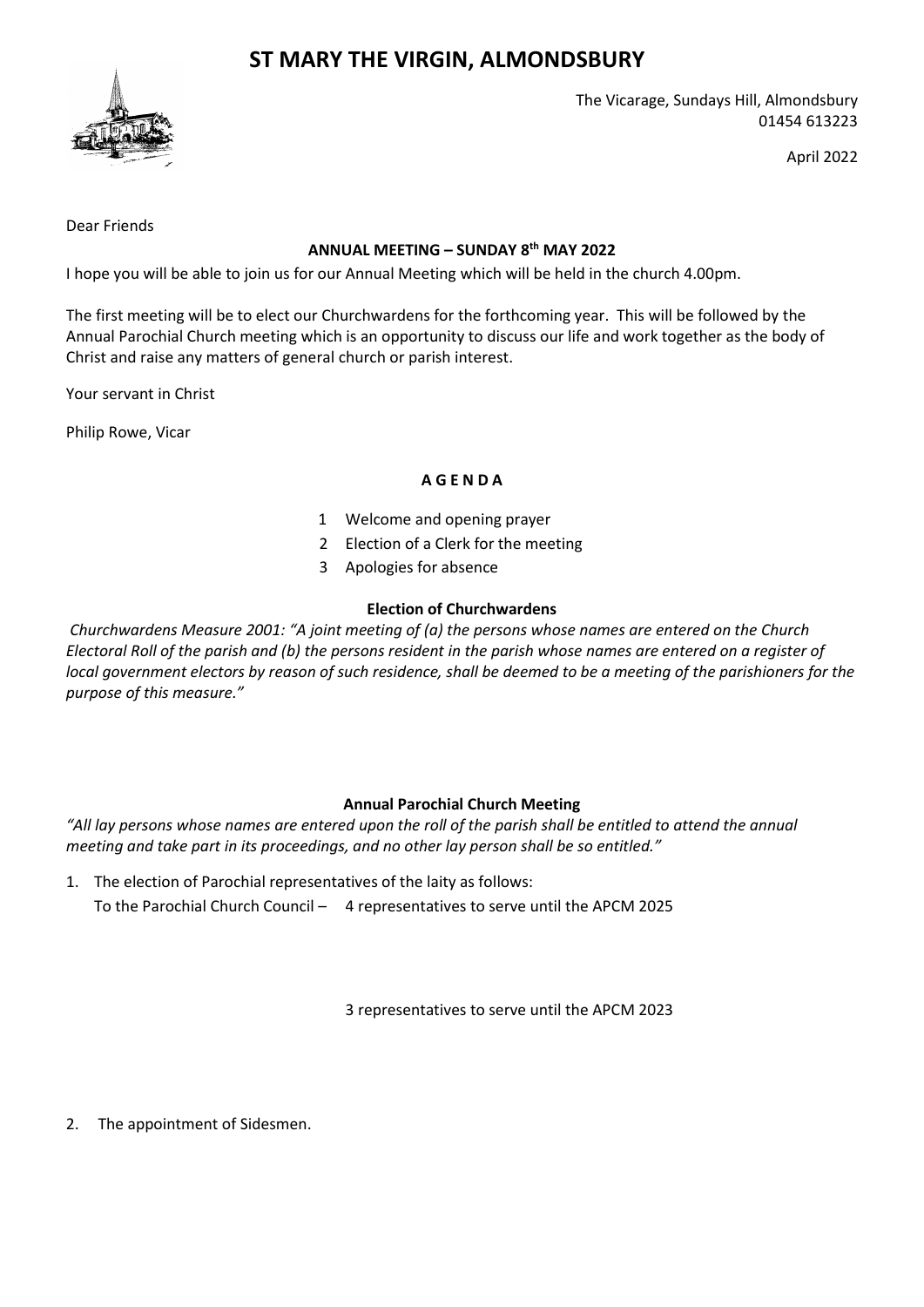# ST MARY THE VIRGIN, ALMONDSBURY

The Vicarage, Sundays Hill, Almondsbury
01454 613223

April 2022

Dear Friends

**ANNUAL MEETING – SUNDAY 8th MAY 2022**

I hope you will be able to join us for our Annual Meeting which will be held in the church 4.00pm.

The first meeting will be to elect our Churchwardens for the forthcoming year. This will be followed by the Annual Parochial Church meeting which is an opportunity to discuss our life and work together as the body of Christ and raise any matters of general church or parish interest.

Your servant in Christ

Philip Rowe, Vicar

## A G E N D A

1. Welcome and opening prayer
2. Election of a Clerk for the meeting
3. Apologies for absence

### Election of Churchwardens

*Churchwardens Measure 2001: "A joint meeting of (a) the persons whose names are entered on the Church Electoral Roll of the parish and (b) the persons resident in the parish whose names are entered on a register of local government electors by reason of such residence, shall be deemed to be a meeting of the parishioners for the purpose of this measure."*

### Annual Parochial Church Meeting

*"All lay persons whose names are entered upon the roll of the parish shall be entitled to attend the annual meeting and take part in its proceedings, and no other lay person shall be so entitled."*

1. The election of Parochial representatives of the laity as follows:

   To the Parochial Church Council – 4 representatives to serve until the APCM 2025

   3 representatives to serve until the APCM 2023

2. The appointment of Sidesmen.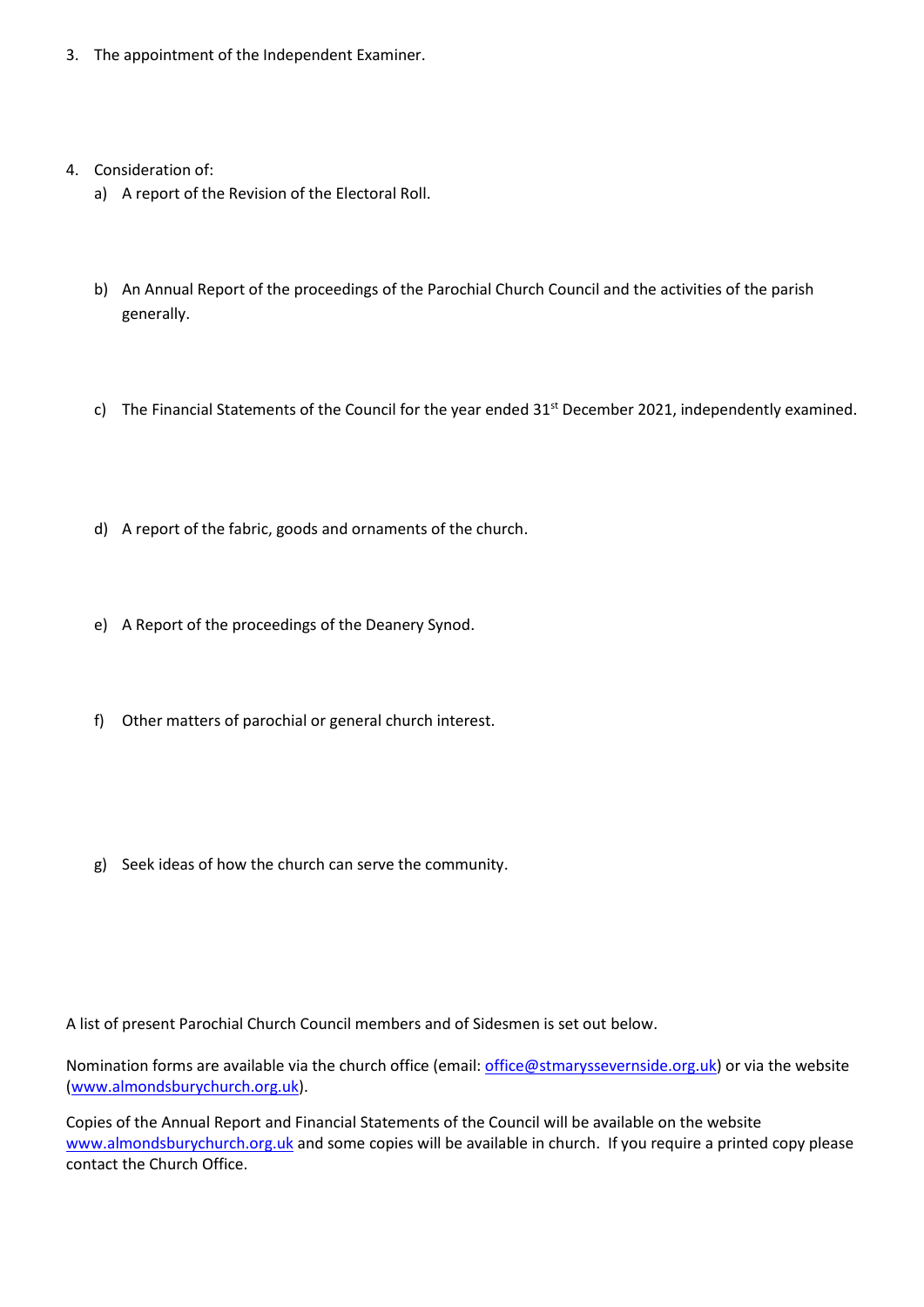3. The appointment of the Independent Examiner.

4. Consideration of:
   a) A report of the Revision of the Electoral Roll.

   b) An Annual Report of the proceedings of the Parochial Church Council and the activities of the parish generally.

   c) The Financial Statements of the Council for the year ended 31st December 2021, independently examined.

   d) A report of the fabric, goods and ornaments of the church.

   e) A Report of the proceedings of the Deanery Synod.

   f) Other matters of parochial or general church interest.

   g) Seek ideas of how the church can serve the community.

A list of present Parochial Church Council members and of Sidesmen is set out below.

Nomination forms are available via the church office (email: office@stmaryssevernside.org.uk) or via the website (www.almondsburychurch.org.uk).

Copies of the Annual Report and Financial Statements of the Council will be available on the website www.almondsburychurch.org.uk and some copies will be available in church. If you require a printed copy please contact the Church Office.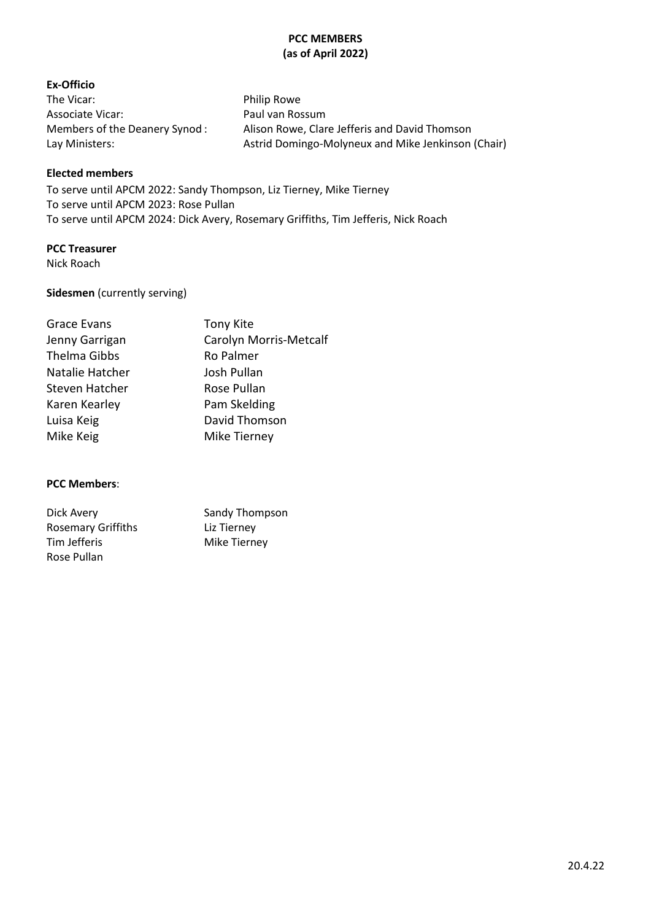## PCC MEMBERS
## (as of April 2022)

**Ex-Officio**

| | |
|---|---|
| The Vicar: | Philip Rowe |
| Associate Vicar: | Paul van Rossum |
| Members of the Deanery Synod : | Alison Rowe, Clare Jefferis and David Thomson |
| Lay Ministers: | Astrid Domingo-Molyneux and Mike Jenkinson (Chair) |

**Elected members**

To serve until APCM 2022: Sandy Thompson, Liz Tierney, Mike Tierney
To serve until APCM 2023: Rose Pullan
To serve until APCM 2024: Dick Avery, Rosemary Griffiths, Tim Jefferis, Nick Roach

**PCC Treasurer**

Nick Roach

**Sidesmen** (currently serving)

| | |
|---|---|
| Grace Evans | Tony Kite |
| Jenny Garrigan | Carolyn Morris-Metcalf |
| Thelma Gibbs | Ro Palmer |
| Natalie Hatcher | Josh Pullan |
| Steven Hatcher | Rose Pullan |
| Karen Kearley | Pam Skelding |
| Luisa Keig | David Thomson |
| Mike Keig | Mike Tierney |

**PCC Members**:

| | |
|---|---|
| Dick Avery | Sandy Thompson |
| Rosemary Griffiths | Liz Tierney |
| Tim Jefferis | Mike Tierney |
| Rose Pullan | |

20.4.22